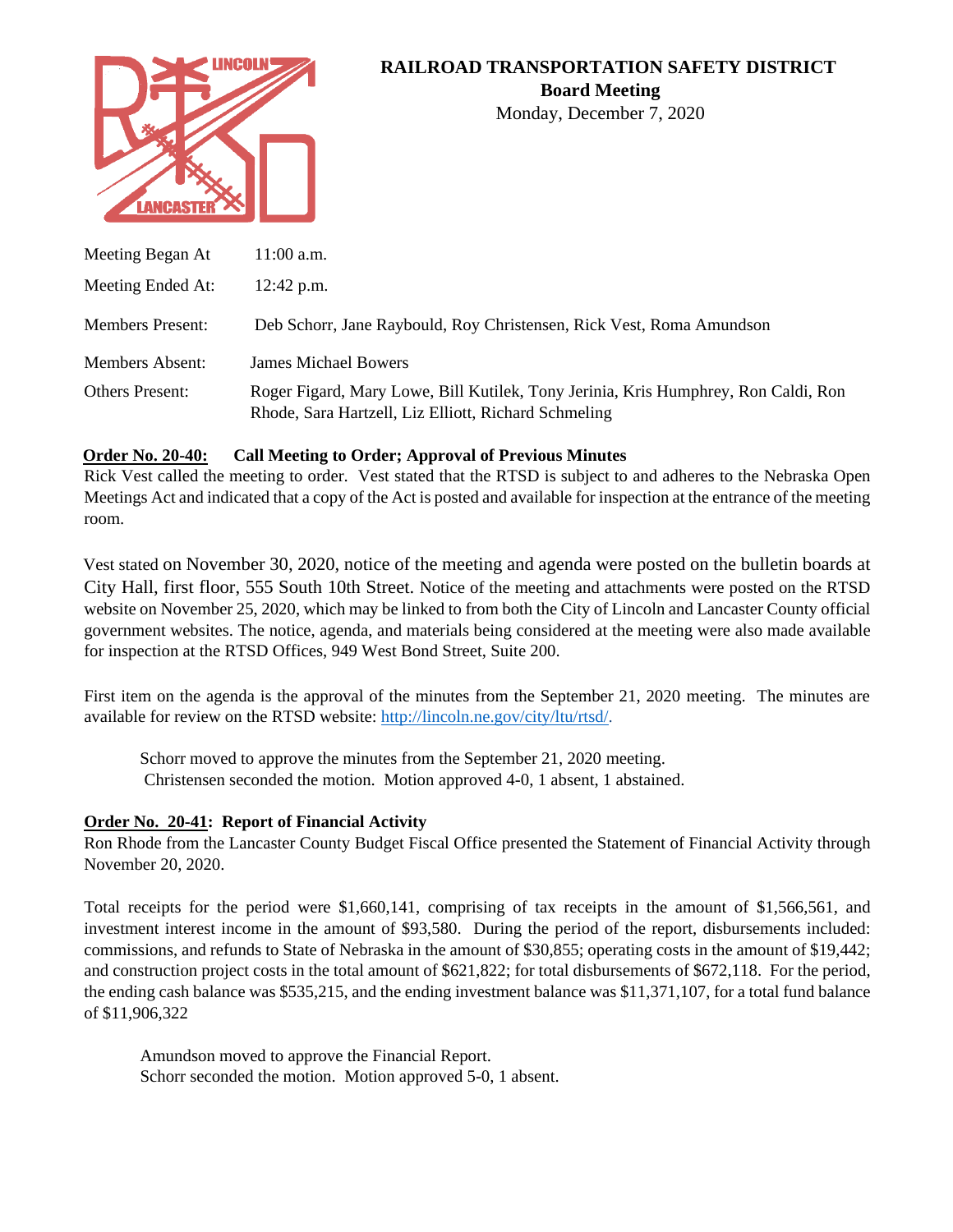# RAILROAD TRANSPORTATION SAFETY DISTRICT

**Board Meeting**

Monday, December 7, 2020

| | |
|---|---|
| Meeting Began At | 11:00 a.m. |
| Meeting Ended At: | 12:42 p.m. |
| Members Present: | Deb Schorr, Jane Raybould, Roy Christensen, Rick Vest, Roma Amundson |
| Members Absent: | James Michael Bowers |
| Others Present: | Roger Figard, Mary Lowe, Bill Kutilek, Tony Jerinia, Kris Humphrey, Ron Caldi, Ron Rhode, Sara Hartzell, Liz Elliott, Richard Schmeling |

**Order No. 20-40: Call Meeting to Order; Approval of Previous Minutes**

Rick Vest called the meeting to order. Vest stated that the RTSD is subject to and adheres to the Nebraska Open Meetings Act and indicated that a copy of the Act is posted and available for inspection at the entrance of the meeting room.

Vest stated on November 30, 2020, notice of the meeting and agenda were posted on the bulletin boards at City Hall, first floor, 555 South 10th Street. Notice of the meeting and attachments were posted on the RTSD website on November 25, 2020, which may be linked to from both the City of Lincoln and Lancaster County official government websites. The notice, agenda, and materials being considered at the meeting were also made available for inspection at the RTSD Offices, 949 West Bond Street, Suite 200.

First item on the agenda is the approval of the minutes from the September 21, 2020 meeting. The minutes are available for review on the RTSD website: http://lincoln.ne.gov/city/ltu/rtsd/.

> Schorr moved to approve the minutes from the September 21, 2020 meeting.
> Christensen seconded the motion. Motion approved 4-0, 1 absent, 1 abstained.

**Order No. 20-41: Report of Financial Activity**

Ron Rhode from the Lancaster County Budget Fiscal Office presented the Statement of Financial Activity through November 20, 2020.

Total receipts for the period were $1,660,141, comprising of tax receipts in the amount of $1,566,561, and investment interest income in the amount of $93,580. During the period of the report, disbursements included: commissions, and refunds to State of Nebraska in the amount of $30,855; operating costs in the amount of $19,442; and construction project costs in the total amount of $621,822; for total disbursements of $672,118. For the period, the ending cash balance was $535,215, and the ending investment balance was $11,371,107, for a total fund balance of $11,906,322

> Amundson moved to approve the Financial Report.
> Schorr seconded the motion. Motion approved 5-0, 1 absent.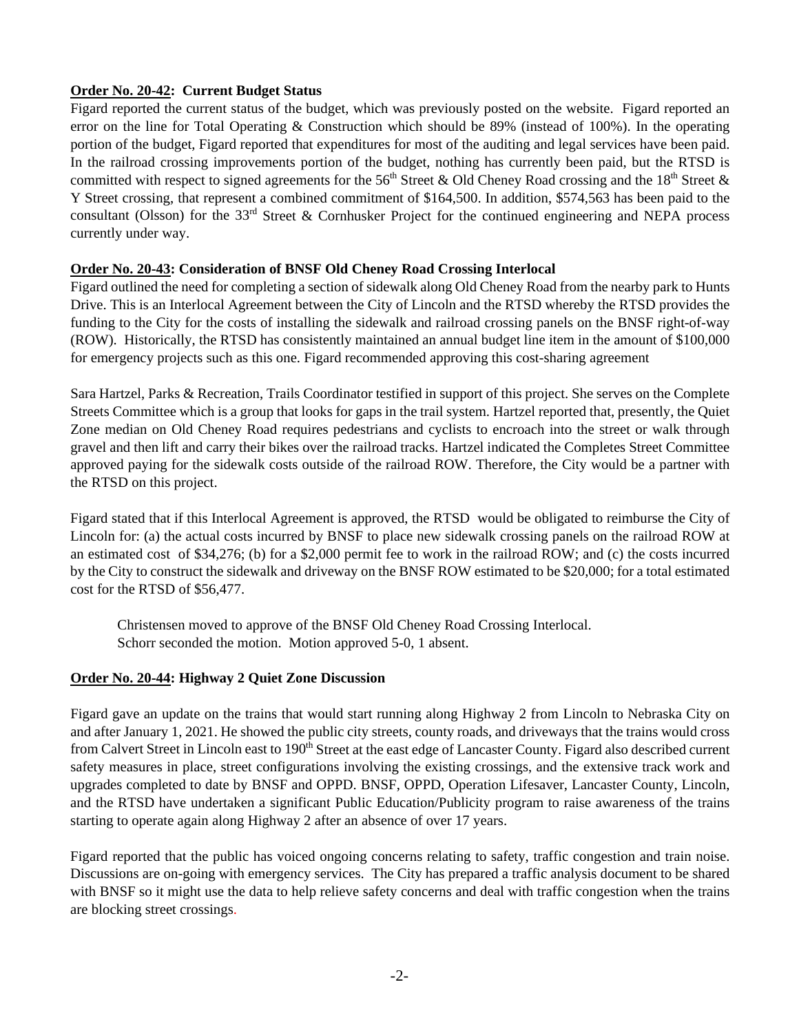**Order No. 20-42: Current Budget Status**

Figard reported the current status of the budget, which was previously posted on the website. Figard reported an error on the line for Total Operating & Construction which should be 89% (instead of 100%). In the operating portion of the budget, Figard reported that expenditures for most of the auditing and legal services have been paid. In the railroad crossing improvements portion of the budget, nothing has currently been paid, but the RTSD is committed with respect to signed agreements for the 56th Street & Old Cheney Road crossing and the 18th Street & Y Street crossing, that represent a combined commitment of $164,500. In addition, $574,563 has been paid to the consultant (Olsson) for the 33rd Street & Cornhusker Project for the continued engineering and NEPA process currently under way.

**Order No. 20-43: Consideration of BNSF Old Cheney Road Crossing Interlocal**

Figard outlined the need for completing a section of sidewalk along Old Cheney Road from the nearby park to Hunts Drive. This is an Interlocal Agreement between the City of Lincoln and the RTSD whereby the RTSD provides the funding to the City for the costs of installing the sidewalk and railroad crossing panels on the BNSF right-of-way (ROW). Historically, the RTSD has consistently maintained an annual budget line item in the amount of $100,000 for emergency projects such as this one. Figard recommended approving this cost-sharing agreement

Sara Hartzel, Parks & Recreation, Trails Coordinator testified in support of this project. She serves on the Complete Streets Committee which is a group that looks for gaps in the trail system. Hartzel reported that, presently, the Quiet Zone median on Old Cheney Road requires pedestrians and cyclists to encroach into the street or walk through gravel and then lift and carry their bikes over the railroad tracks. Hartzel indicated the Completes Street Committee approved paying for the sidewalk costs outside of the railroad ROW. Therefore, the City would be a partner with the RTSD on this project.

Figard stated that if this Interlocal Agreement is approved, the RTSD would be obligated to reimburse the City of Lincoln for: (a) the actual costs incurred by BNSF to place new sidewalk crossing panels on the railroad ROW at an estimated cost of $34,276; (b) for a $2,000 permit fee to work in the railroad ROW; and (c) the costs incurred by the City to construct the sidewalk and driveway on the BNSF ROW estimated to be $20,000; for a total estimated cost for the RTSD of $56,477.

> Christensen moved to approve of the BNSF Old Cheney Road Crossing Interlocal.
> Schorr seconded the motion. Motion approved 5-0, 1 absent.

**Order No. 20-44: Highway 2 Quiet Zone Discussion**

Figard gave an update on the trains that would start running along Highway 2 from Lincoln to Nebraska City on and after January 1, 2021. He showed the public city streets, county roads, and driveways that the trains would cross from Calvert Street in Lincoln east to 190th Street at the east edge of Lancaster County. Figard also described current safety measures in place, street configurations involving the existing crossings, and the extensive track work and upgrades completed to date by BNSF and OPPD. BNSF, OPPD, Operation Lifesaver, Lancaster County, Lincoln, and the RTSD have undertaken a significant Public Education/Publicity program to raise awareness of the trains starting to operate again along Highway 2 after an absence of over 17 years.

Figard reported that the public has voiced ongoing concerns relating to safety, traffic congestion and train noise. Discussions are on-going with emergency services. The City has prepared a traffic analysis document to be shared with BNSF so it might use the data to help relieve safety concerns and deal with traffic congestion when the trains are blocking street crossings.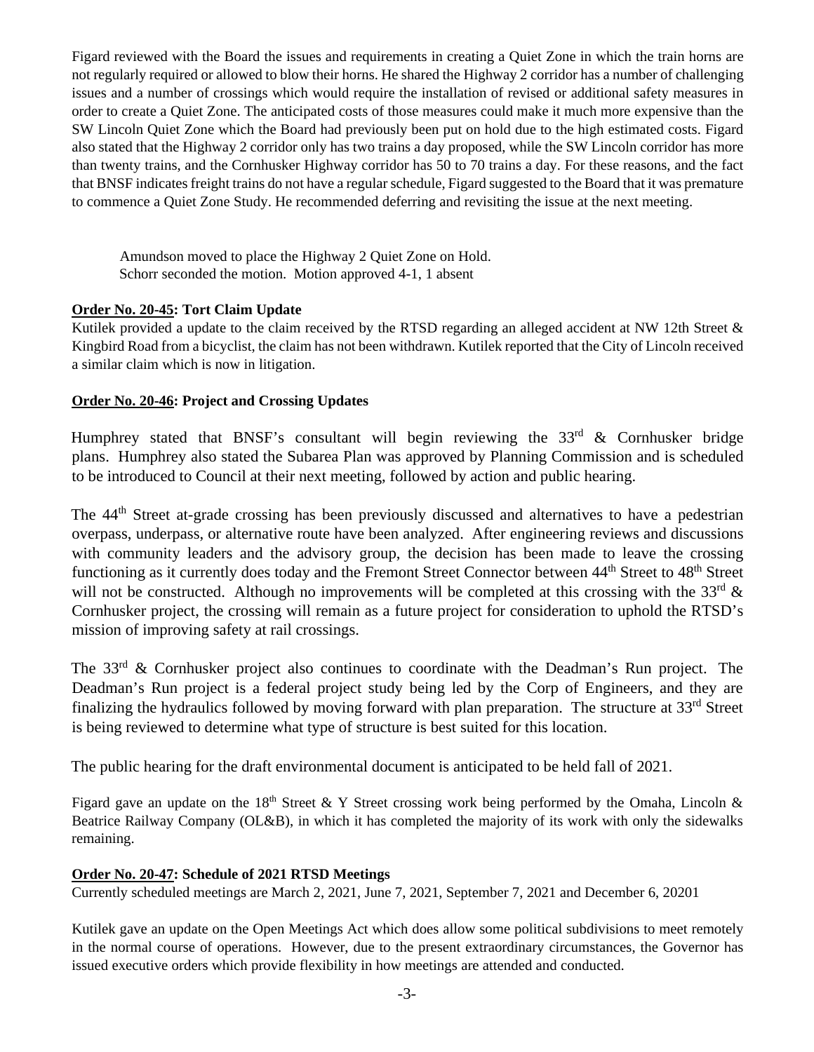Figard reviewed with the Board the issues and requirements in creating a Quiet Zone in which the train horns are not regularly required or allowed to blow their horns. He shared the Highway 2 corridor has a number of challenging issues and a number of crossings which would require the installation of revised or additional safety measures in order to create a Quiet Zone. The anticipated costs of those measures could make it much more expensive than the SW Lincoln Quiet Zone which the Board had previously been put on hold due to the high estimated costs. Figard also stated that the Highway 2 corridor only has two trains a day proposed, while the SW Lincoln corridor has more than twenty trains, and the Cornhusker Highway corridor has 50 to 70 trains a day. For these reasons, and the fact that BNSF indicates freight trains do not have a regular schedule, Figard suggested to the Board that it was premature to commence a Quiet Zone Study. He recommended deferring and revisiting the issue at the next meeting.

> Amundson moved to place the Highway 2 Quiet Zone on Hold.
> Schorr seconded the motion. Motion approved 4-1, 1 absent

**Order No. 20-45: Tort Claim Update**

Kutilek provided a update to the claim received by the RTSD regarding an alleged accident at NW 12th Street & Kingbird Road from a bicyclist, the claim has not been withdrawn. Kutilek reported that the City of Lincoln received a similar claim which is now in litigation.

**Order No. 20-46: Project and Crossing Updates**

Humphrey stated that BNSF's consultant will begin reviewing the 33rd & Cornhusker bridge plans. Humphrey also stated the Subarea Plan was approved by Planning Commission and is scheduled to be introduced to Council at their next meeting, followed by action and public hearing.

The 44th Street at-grade crossing has been previously discussed and alternatives to have a pedestrian overpass, underpass, or alternative route have been analyzed. After engineering reviews and discussions with community leaders and the advisory group, the decision has been made to leave the crossing functioning as it currently does today and the Fremont Street Connector between 44th Street to 48th Street will not be constructed. Although no improvements will be completed at this crossing with the 33rd & Cornhusker project, the crossing will remain as a future project for consideration to uphold the RTSD's mission of improving safety at rail crossings.

The 33rd & Cornhusker project also continues to coordinate with the Deadman's Run project. The Deadman's Run project is a federal project study being led by the Corp of Engineers, and they are finalizing the hydraulics followed by moving forward with plan preparation. The structure at 33rd Street is being reviewed to determine what type of structure is best suited for this location.

The public hearing for the draft environmental document is anticipated to be held fall of 2021.

Figard gave an update on the 18th Street & Y Street crossing work being performed by the Omaha, Lincoln & Beatrice Railway Company (OL&B), in which it has completed the majority of its work with only the sidewalks remaining.

**Order No. 20-47: Schedule of 2021 RTSD Meetings**

Currently scheduled meetings are March 2, 2021, June 7, 2021, September 7, 2021 and December 6, 20201

Kutilek gave an update on the Open Meetings Act which does allow some political subdivisions to meet remotely in the normal course of operations. However, due to the present extraordinary circumstances, the Governor has issued executive orders which provide flexibility in how meetings are attended and conducted.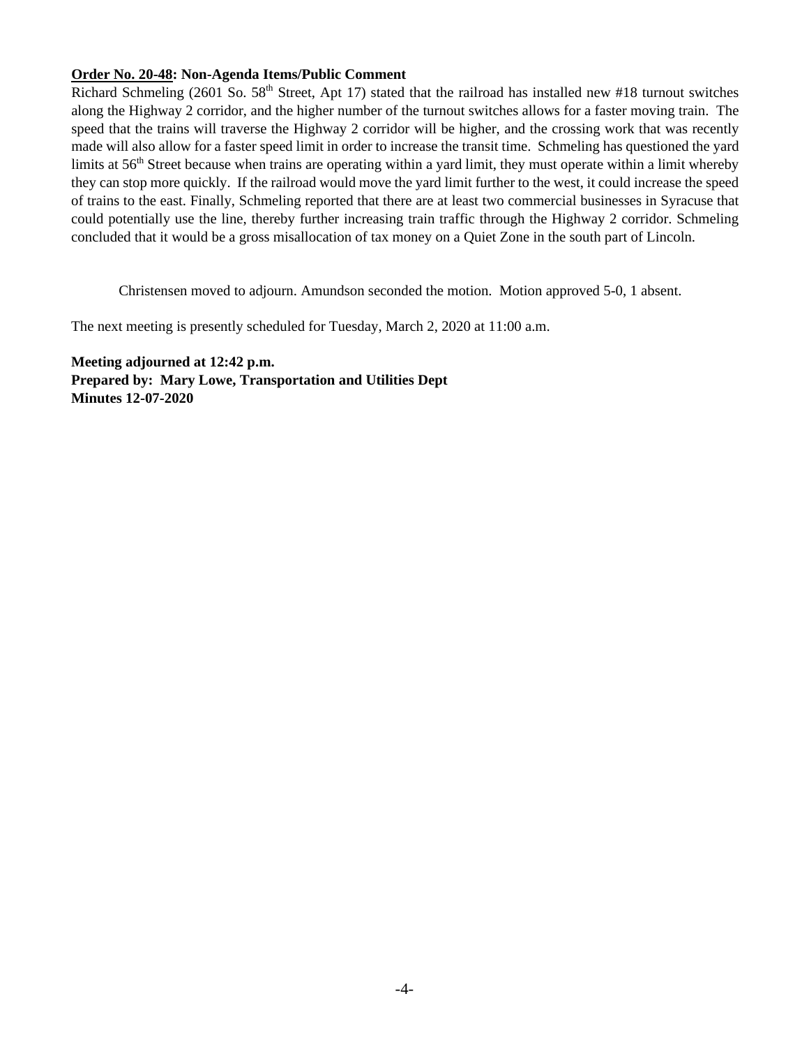**<u>Order No. 20-48</u>: Non-Agenda Items/Public Comment**

Richard Schmeling (2601 So. 58th Street, Apt 17) stated that the railroad has installed new #18 turnout switches along the Highway 2 corridor, and the higher number of the turnout switches allows for a faster moving train. The speed that the trains will traverse the Highway 2 corridor will be higher, and the crossing work that was recently made will also allow for a faster speed limit in order to increase the transit time. Schmeling has questioned the yard limits at 56th Street because when trains are operating within a yard limit, they must operate within a limit whereby they can stop more quickly. If the railroad would move the yard limit further to the west, it could increase the speed of trains to the east. Finally, Schmeling reported that there are at least two commercial businesses in Syracuse that could potentially use the line, thereby further increasing train traffic through the Highway 2 corridor. Schmeling concluded that it would be a gross misallocation of tax money on a Quiet Zone in the south part of Lincoln.

Christensen moved to adjourn. Amundson seconded the motion. Motion approved 5-0, 1 absent.

The next meeting is presently scheduled for Tuesday, March 2, 2020 at 11:00 a.m.

**Meeting adjourned at 12:42 p.m.**
**Prepared by: Mary Lowe, Transportation and Utilities Dept**
**Minutes 12-07-2020**